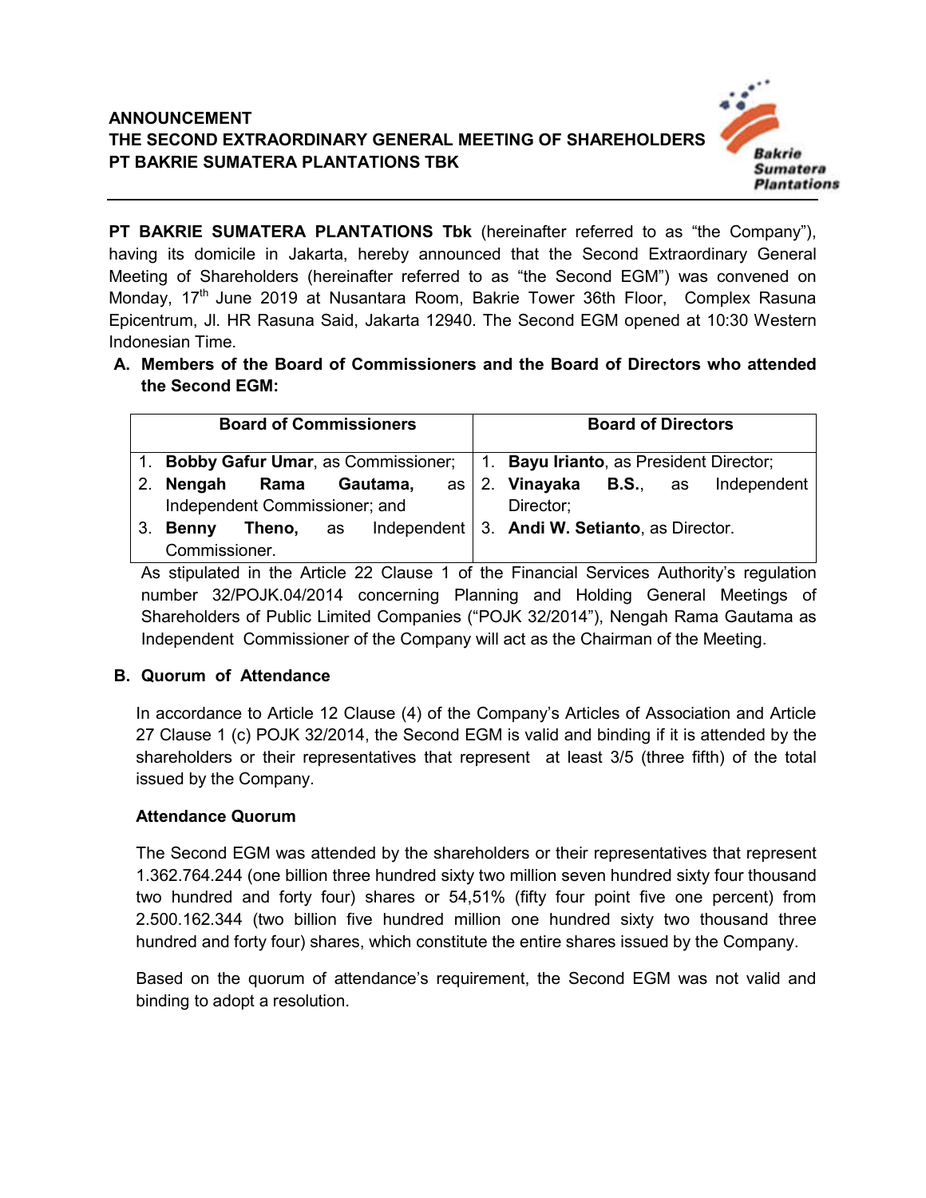**ANNOUNCEMENT**
**THE SECOND EXTRAORDINARY GENERAL MEETING OF SHAREHOLDERS**
**PT BAKRIE SUMATERA PLANTATIONS TBK**

---

**PT BAKRIE SUMATERA PLANTATIONS Tbk** (hereinafter referred to as "the Company"), having its domicile in Jakarta, hereby announced that the Second Extraordinary General Meeting of Shareholders (hereinafter referred to as "the Second EGM") was convened on Monday, 17th June 2019 at Nusantara Room, Bakrie Tower 36th Floor, Complex Rasuna Epicentrum, Jl. HR Rasuna Said, Jakarta 12940. The Second EGM opened at 10:30 Western Indonesian Time.

**A. Members of the Board of Commissioners and the Board of Directors who attended the Second EGM:**

| Board of Commissioners | Board of Directors |
|---|---|
| 1. **Bobby Gafur Umar**, as Commissioner;<br>2. **Nengah Rama Gautama,** as Independent Commissioner; and<br>3. **Benny Theno,** as Independent Commissioner. | 1. **Bayu Irianto**, as President Director;<br>2. **Vinayaka B.S.**, as Independent Director;<br>3. **Andi W. Setianto**, as Director. |

As stipulated in the Article 22 Clause 1 of the Financial Services Authority's regulation number 32/POJK.04/2014 concerning Planning and Holding General Meetings of Shareholders of Public Limited Companies ("POJK 32/2014"), Nengah Rama Gautama as Independent Commissioner of the Company will act as the Chairman of the Meeting.

**B. Quorum of Attendance**

In accordance to Article 12 Clause (4) of the Company's Articles of Association and Article 27 Clause 1 (c) POJK 32/2014, the Second EGM is valid and binding if it is attended by the shareholders or their representatives that represent at least 3/5 (three fifth) of the total issued by the Company.

**Attendance Quorum**

The Second EGM was attended by the shareholders or their representatives that represent 1.362.764.244 (one billion three hundred sixty two million seven hundred sixty four thousand two hundred and forty four) shares or 54,51% (fifty four point five one percent) from 2.500.162.344 (two billion five hundred million one hundred sixty two thousand three hundred and forty four) shares, which constitute the entire shares issued by the Company.

Based on the quorum of attendance's requirement, the Second EGM was not valid and binding to adopt a resolution.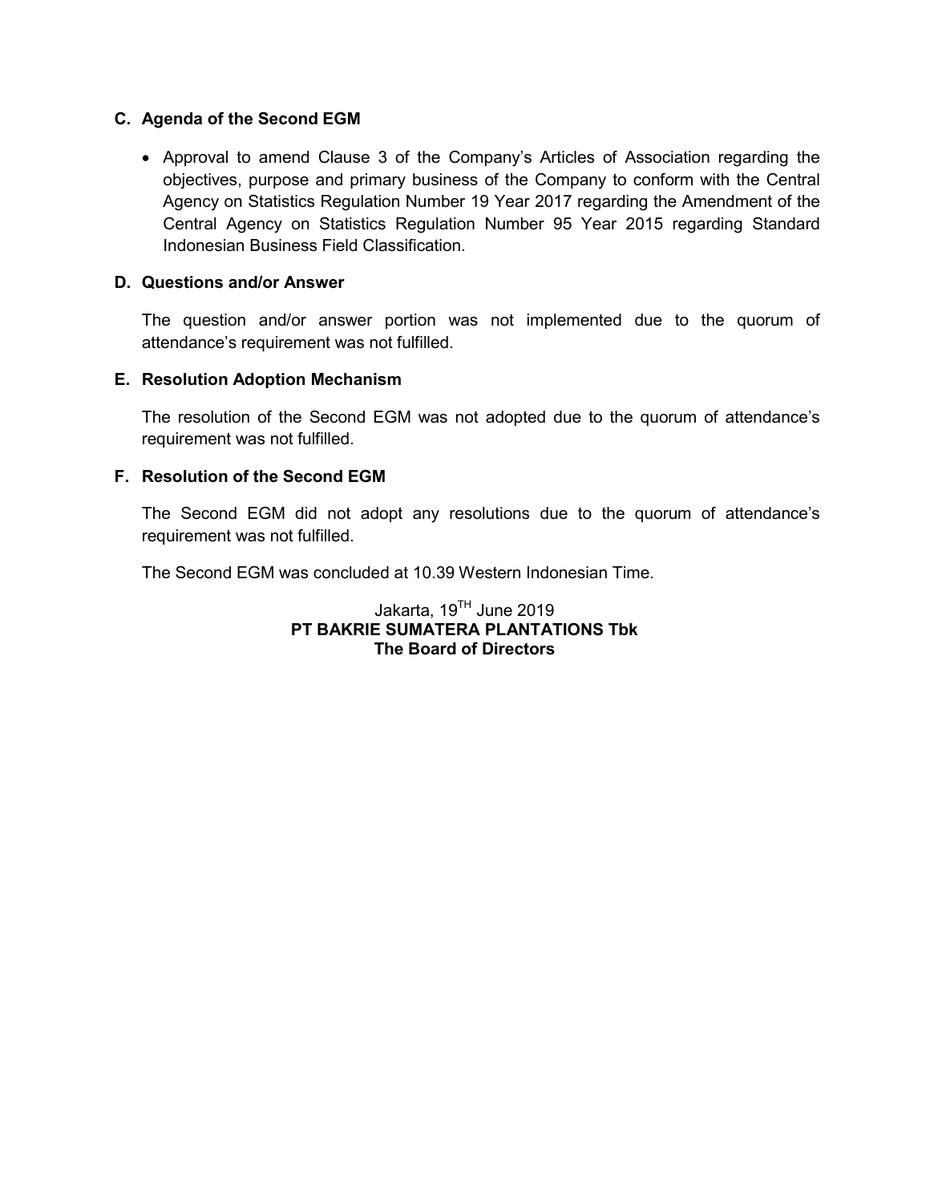**C. Agenda of the Second EGM**

- Approval to amend Clause 3 of the Company's Articles of Association regarding the objectives, purpose and primary business of the Company to conform with the Central Agency on Statistics Regulation Number 19 Year 2017 regarding the Amendment of the Central Agency on Statistics Regulation Number 95 Year 2015 regarding Standard Indonesian Business Field Classification.

**D. Questions and/or Answer**

The question and/or answer portion was not implemented due to the quorum of attendance's requirement was not fulfilled.

**E. Resolution Adoption Mechanism**

The resolution of the Second EGM was not adopted due to the quorum of attendance's requirement was not fulfilled.

**F. Resolution of the Second EGM**

The Second EGM did not adopt any resolutions due to the quorum of attendance's requirement was not fulfilled.

The Second EGM was concluded at 10.39 Western Indonesian Time.

Jakarta, 19TH June 2019
**PT BAKRIE SUMATERA PLANTATIONS Tbk**
**The Board of Directors**